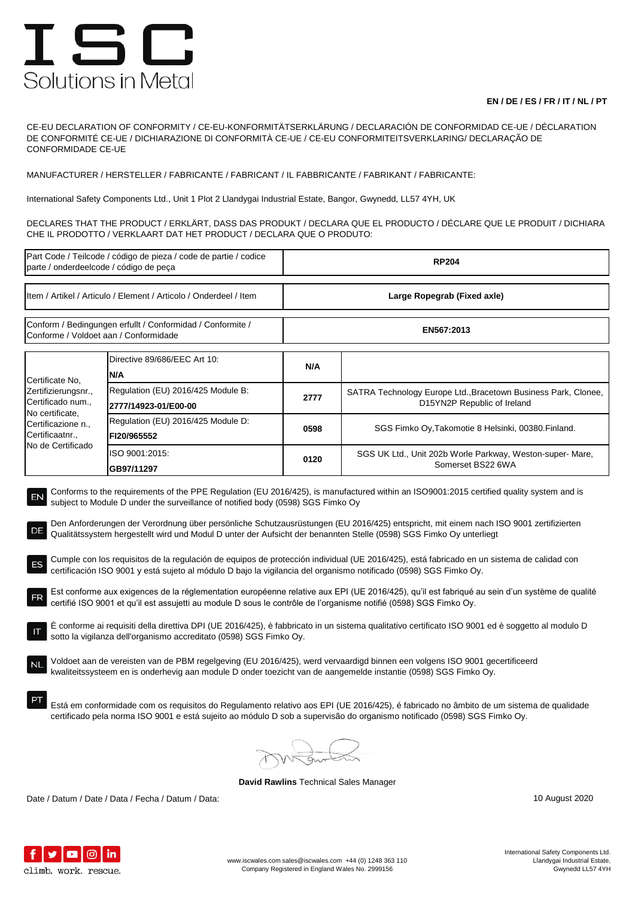# ISC
Solutions in Metal

**EN / DE / ES / FR / IT / NL / PT**

CE-EU DECLARATION OF CONFORMITY / CE-EU-KONFORMITÄTSERKLÄRUNG / DECLARACIÓN DE CONFORMIDAD CE-UE / DÉCLARATION DE CONFORMITÉ CE-UE / DICHIARAZIONE DI CONFORMITÀ CE-UE / CE-EU CONFORMITEITSVERKLARING/ DECLARAÇÃO DE CONFORMIDADE CE-UE

MANUFACTURER / HERSTELLER / FABRICANTE / FABRICANT / IL FABBRICANTE / FABRIKANT / FABRICANTE:

International Safety Components Ltd., Unit 1 Plot 2 Llandygai Industrial Estate, Bangor, Gwynedd, LL57 4YH, UK

DECLARES THAT THE PRODUCT / ERKLÄRT, DASS DAS PRODUKT / DECLARA QUE EL PRODUCTO / DÉCLARE QUE LE PRODUIT / DICHIARA CHE IL PRODOTTO / VERKLAART DAT HET PRODUCT / DECLARA QUE O PRODUTO:

| Part Code / Teilcode / código de pieza / code de partie / codice parte / onderdeelcode / código de peça | **RP204** |
|---|---|
| Item / Artikel / Articulo / Element / Articolo / Onderdeel / Item | **Large Ropegrab (Fixed axle)** |
| Conform / Bedingungen erfullt / Conformidad / Conformite / Conforme / Voldoet aan / Conformidade | **EN567:2013** |

| Certificate No, Zertifizierungsnr., Certificado num., No certificate, Certificazione n., Certificaatnr., No de Certificado | | | |
|---|---|---|---|
| | Directive 89/686/EEC Art 10: **N/A** | **N/A** | |
| | Regulation (EU) 2016/425 Module B: **2777/14923-01/E00-00** | **2777** | SATRA Technology Europe Ltd.,Bracetown Business Park, Clonee, D15YN2P Republic of Ireland |
| | Regulation (EU) 2016/425 Module D: **FI20/965552** | **0598** | SGS Fimko Oy,Takomotie 8 Helsinki, 00380.Finland. |
| | ISO 9001:2015: **GB97/11297** | **0120** | SGS UK Ltd., Unit 202b Worle Parkway, Weston-super- Mare, Somerset BS22 6WA |

EN Conforms to the requirements of the PPE Regulation (EU 2016/425), is manufactured within an ISO9001:2015 certified quality system and is subject to Module D under the surveillance of notified body (0598) SGS Fimko Oy

DE Den Anforderungen der Verordnung über persönliche Schutzausrüstungen (EU 2016/425) entspricht, mit einem nach ISO 9001 zertifizierten Qualitätssystem hergestellt wird und Modul D unter der Aufsicht der benannten Stelle (0598) SGS Fimko Oy unterliegt

ES Cumple con los requisitos de la regulación de equipos de protección individual (UE 2016/425), está fabricado en un sistema de calidad con certificación ISO 9001 y está sujeto al módulo D bajo la vigilancia del organismo notificado (0598) SGS Fimko Oy.

FR Est conforme aux exigences de la réglementation européenne relative aux EPI (UE 2016/425), qu'il est fabriqué au sein d'un système de qualité certifié ISO 9001 et qu'il est assujetti au module D sous le contrôle de l'organisme notifié (0598) SGS Fimko Oy.

IT È conforme ai requisiti della direttiva DPI (UE 2016/425), è fabbricato in un sistema qualitativo certificato ISO 9001 ed è soggetto al modulo D sotto la vigilanza dell'organismo accreditato (0598) SGS Fimko Oy.

NL Voldoet aan de vereisten van de PBM regelgeving (EU 2016/425), werd vervaardigd binnen een volgens ISO 9001 gecertificeerd kwaliteitssysteem en is onderhevig aan module D onder toezicht van de aangemelde instantie (0598) SGS Fimko Oy.

PT Está em conformidade com os requisitos do Regulamento relativo aos EPI (UE 2016/425), é fabricado no âmbito de um sistema de qualidade certificado pela norma ISO 9001 e está sujeito ao módulo D sob a supervisão do organismo notificado (0598) SGS Fimko Oy.

**David Rawlins** Technical Sales Manager

Date / Datum / Date / Data / Fecha / Datum / Data: 10 August 2020

climb. work. rescue.

www.iscwales.com sales@iscwales.com +44 (0) 1248 363 110
Company Registered in England Wales No. 2999156

International Safety Components Ltd.
Llandygai Industrial Estate,
Gwynedd LL57 4YH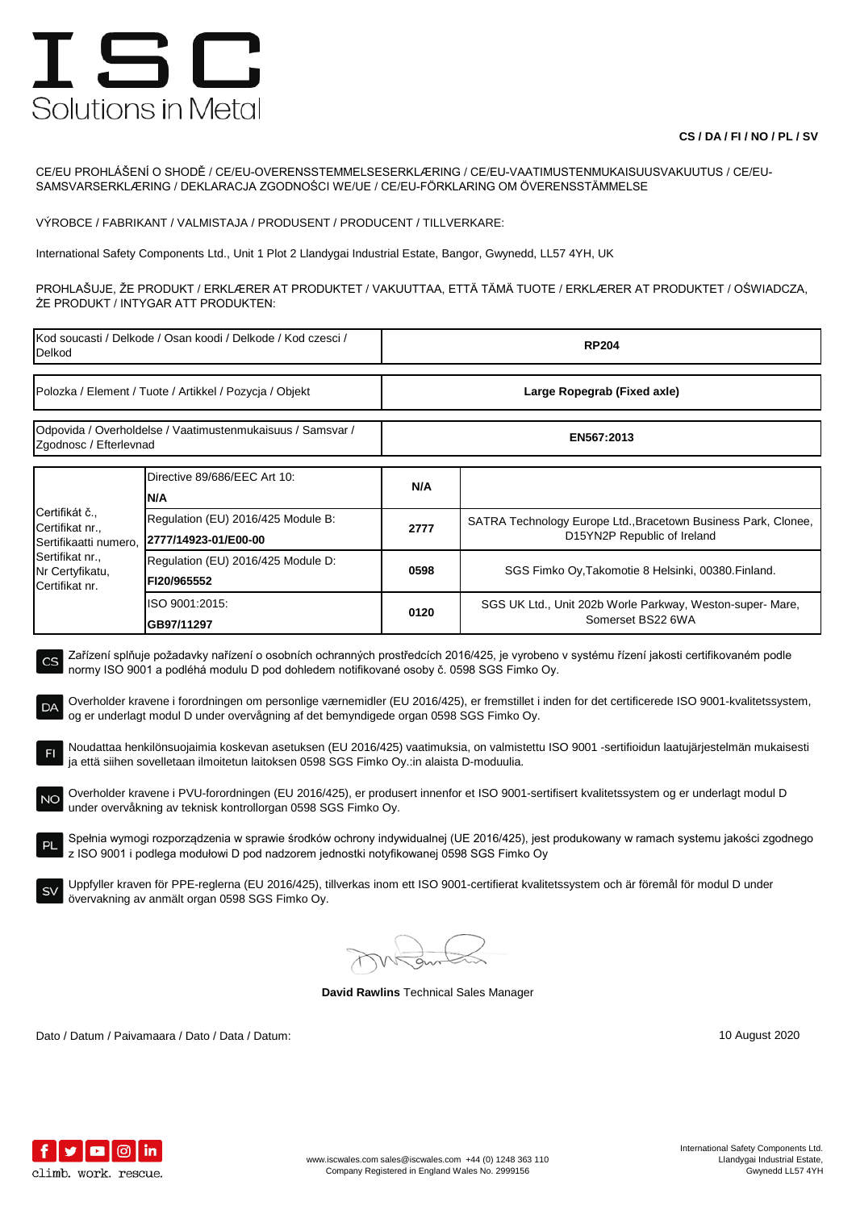# ISC
Solutions in Metal

**CS / DA / FI / NO / PL / SV**

CE/EU PROHLÁŠENÍ O SHODĚ / CE/EU-OVERENSSTEMMELSESERKLÆRING / CE/EU-VAATIMUSTENMUKAISUUSVAKUUTUS / CE/EU-SAMSVARSERKLÆRING / DEKLARACJA ZGODNOŚCI WE/UE / CE/EU-FÖRKLARING OM ÖVERENSSTÄMMELSE

VÝROBCE / FABRIKANT / VALMISTAJA / PRODUSENT / PRODUCENT / TILLVERKARE:

International Safety Components Ltd., Unit 1 Plot 2 Llandygai Industrial Estate, Bangor, Gwynedd, LL57 4YH, UK

PROHLAŠUJE, ŽE PRODUKT / ERKLÆRER AT PRODUKTET / VAKUUTTAA, ETTÄ TÄMÄ TUOTE / ERKLÆRER AT PRODUKTET / OŚWIADCZA, ŻE PRODUKT / INTYGAR ATT PRODUKTEN:

| | |
|---|---|
| Kod soucasti / Delkode / Osan koodi / Delkode / Kod czesci / Delkod | **RP204** |
| Polozka / Element / Tuote / Artikkel / Pozycja / Objekt | **Large Ropegrab (Fixed axle)** |
| Odpovida / Overholdelse / Vaatimustenmukaisuus / Samsvar / Zgodnosc / Efterlevnad | **EN567:2013** |

| | | | |
|---|---|---|---|
| Certifikát č., Certifikat nr., Sertifikaatti numero, Sertifikat nr., Nr Certyfikatu, Certifikat nr. | Directive 89/686/EEC Art 10: **N/A** | **N/A** | |
| | Regulation (EU) 2016/425 Module B: **2777/14923-01/E00-00** | **2777** | SATRA Technology Europe Ltd.,Bracetown Business Park, Clonee, D15YN2P Republic of Ireland |
| | Regulation (EU) 2016/425 Module D: **FI20/965552** | **0598** | SGS Fimko Oy,Takomotie 8 Helsinki, 00380.Finland. |
| | ISO 9001:2015: **GB97/11297** | **0120** | SGS UK Ltd., Unit 202b Worle Parkway, Weston-super- Mare, Somerset BS22 6WA |

CS Zařízení splňuje požadavky nařízení o osobních ochranných prostředcích 2016/425, je vyrobeno v systému řízení jakosti certifikovaném podle normy ISO 9001 a podléhá modulu D pod dohledem notifikované osoby č. 0598 SGS Fimko Oy.

DA Overholder kravene i forordningen om personlige værnemidler (EU 2016/425), er fremstillet i inden for det certificerede ISO 9001-kvalitetssystem, og er underlagt modul D under overvågning af det bemyndigede organ 0598 SGS Fimko Oy.

FI Noudattaa henkilönsuojaimia koskevan asetuksen (EU 2016/425) vaatimuksia, on valmistettu ISO 9001 -sertifioidun laatujärjestelmän mukaisesti ja että siihen sovelletaan ilmoitetun laitoksen 0598 SGS Fimko Oy.:in alaista D-moduulia.

NO Overholder kravene i PVU-forordningen (EU 2016/425), er produsert innenfor et ISO 9001-sertifisert kvalitetssystem og er underlagt modul D under overvåkning av teknisk kontrollorgan 0598 SGS Fimko Oy.

PL Spełnia wymogi rozporządzenia w sprawie środków ochrony indywidualnej (UE 2016/425), jest produkowany w ramach systemu jakości zgodnego z ISO 9001 i podlega modułowi D pod nadzorem jednostki notyfikowanej 0598 SGS Fimko Oy

SV Uppfyller kraven för PPE-reglerna (EU 2016/425), tillverkas inom ett ISO 9001-certifierat kvalitetssystem och är föremål för modul D under övervakning av anmält organ 0598 SGS Fimko Oy.

**David Rawlins** Technical Sales Manager

Dato / Datum / Paivamaara / Dato / Data / Datum: 10 August 2020

climb. work. rescue.

www.iscwales.com sales@iscwales.com +44 (0) 1248 363 110
Company Registered in England Wales No. 2999156

International Safety Components Ltd.
Llandygai Industrial Estate,
Gwynedd LL57 4YH